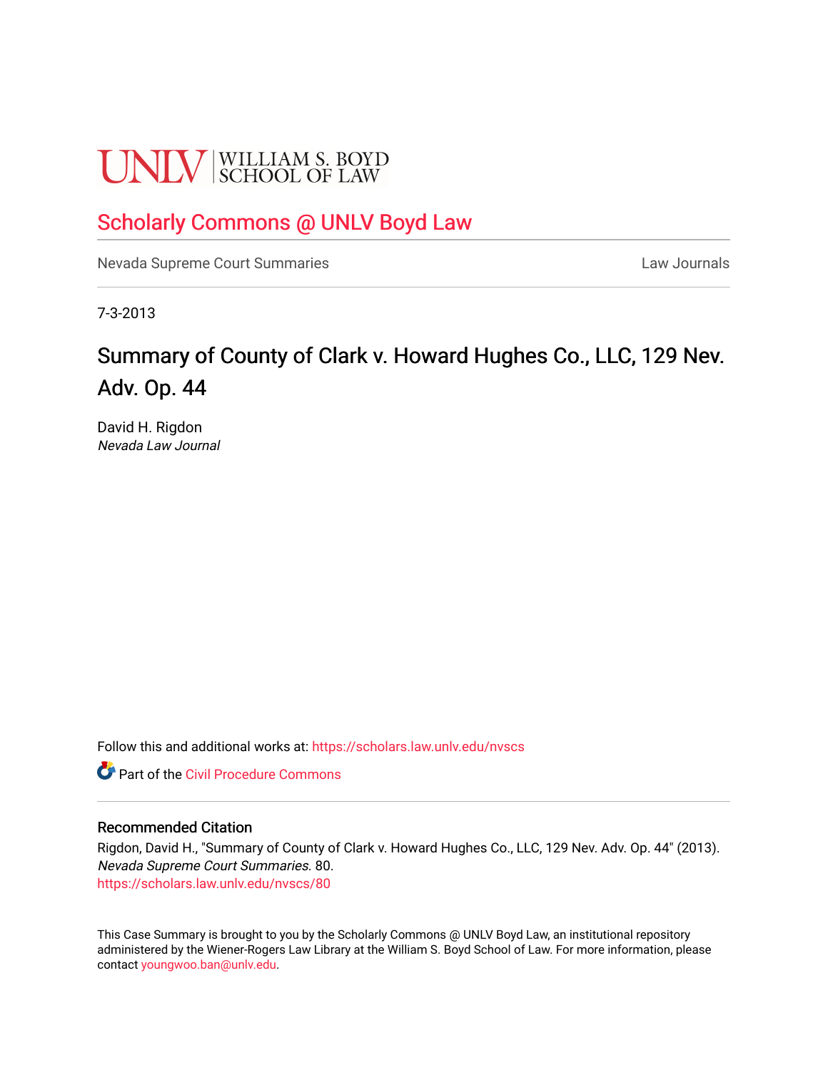UNLV | WILLIAM S. BOYD SCHOOL OF LAW

Scholarly Commons @ UNLV Boyd Law

Nevada Supreme Court Summaries

Law Journals

7-3-2013

# Summary of County of Clark v. Howard Hughes Co., LLC, 129 Nev. Adv. Op. 44

David H. Rigdon
*Nevada Law Journal*

Follow this and additional works at: https://scholars.law.unlv.edu/nvscs

Part of the Civil Procedure Commons

## Recommended Citation

Rigdon, David H., "Summary of County of Clark v. Howard Hughes Co., LLC, 129 Nev. Adv. Op. 44" (2013). *Nevada Supreme Court Summaries*. 80.
https://scholars.law.unlv.edu/nvscs/80

This Case Summary is brought to you by the Scholarly Commons @ UNLV Boyd Law, an institutional repository administered by the Wiener-Rogers Law Library at the William S. Boyd School of Law. For more information, please contact youngwoo.ban@unlv.edu.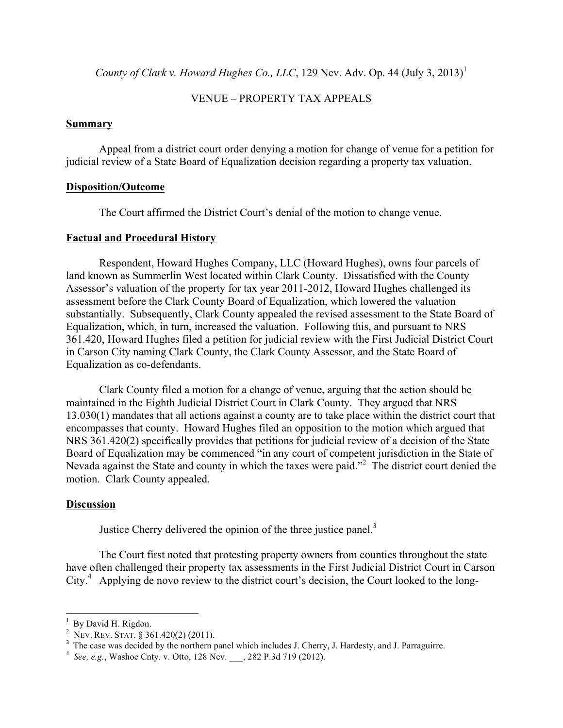*County of Clark v. Howard Hughes Co., LLC*, 129 Nev. Adv. Op. 44 (July 3, 2013)[1]

VENUE – PROPERTY TAX APPEALS

## Summary

Appeal from a district court order denying a motion for change of venue for a petition for judicial review of a State Board of Equalization decision regarding a property tax valuation.

## Disposition/Outcome

The Court affirmed the District Court's denial of the motion to change venue.

## Factual and Procedural History

Respondent, Howard Hughes Company, LLC (Howard Hughes), owns four parcels of land known as Summerlin West located within Clark County. Dissatisfied with the County Assessor's valuation of the property for tax year 2011-2012, Howard Hughes challenged its assessment before the Clark County Board of Equalization, which lowered the valuation substantially. Subsequently, Clark County appealed the revised assessment to the State Board of Equalization, which, in turn, increased the valuation. Following this, and pursuant to NRS 361.420, Howard Hughes filed a petition for judicial review with the First Judicial District Court in Carson City naming Clark County, the Clark County Assessor, and the State Board of Equalization as co-defendants.

Clark County filed a motion for a change of venue, arguing that the action should be maintained in the Eighth Judicial District Court in Clark County. They argued that NRS 13.030(1) mandates that all actions against a county are to take place within the district court that encompasses that county. Howard Hughes filed an opposition to the motion which argued that NRS 361.420(2) specifically provides that petitions for judicial review of a decision of the State Board of Equalization may be commenced "in any court of competent jurisdiction in the State of Nevada against the State and county in which the taxes were paid."[2] The district court denied the motion. Clark County appealed.

## Discussion

Justice Cherry delivered the opinion of the three justice panel.[3]

The Court first noted that protesting property owners from counties throughout the state have often challenged their property tax assessments in the First Judicial District Court in Carson City.[4] Applying de novo review to the district court's decision, the Court looked to the long-

---

[1] By David H. Rigdon.

[2] NEV. REV. STAT. § 361.420(2) (2011).

[3] The case was decided by the northern panel which includes J. Cherry, J. Hardesty, and J. Parraguirre.

[4] *See, e.g.*, Washoe Cnty. v. Otto, 128 Nev. ___, 282 P.3d 719 (2012).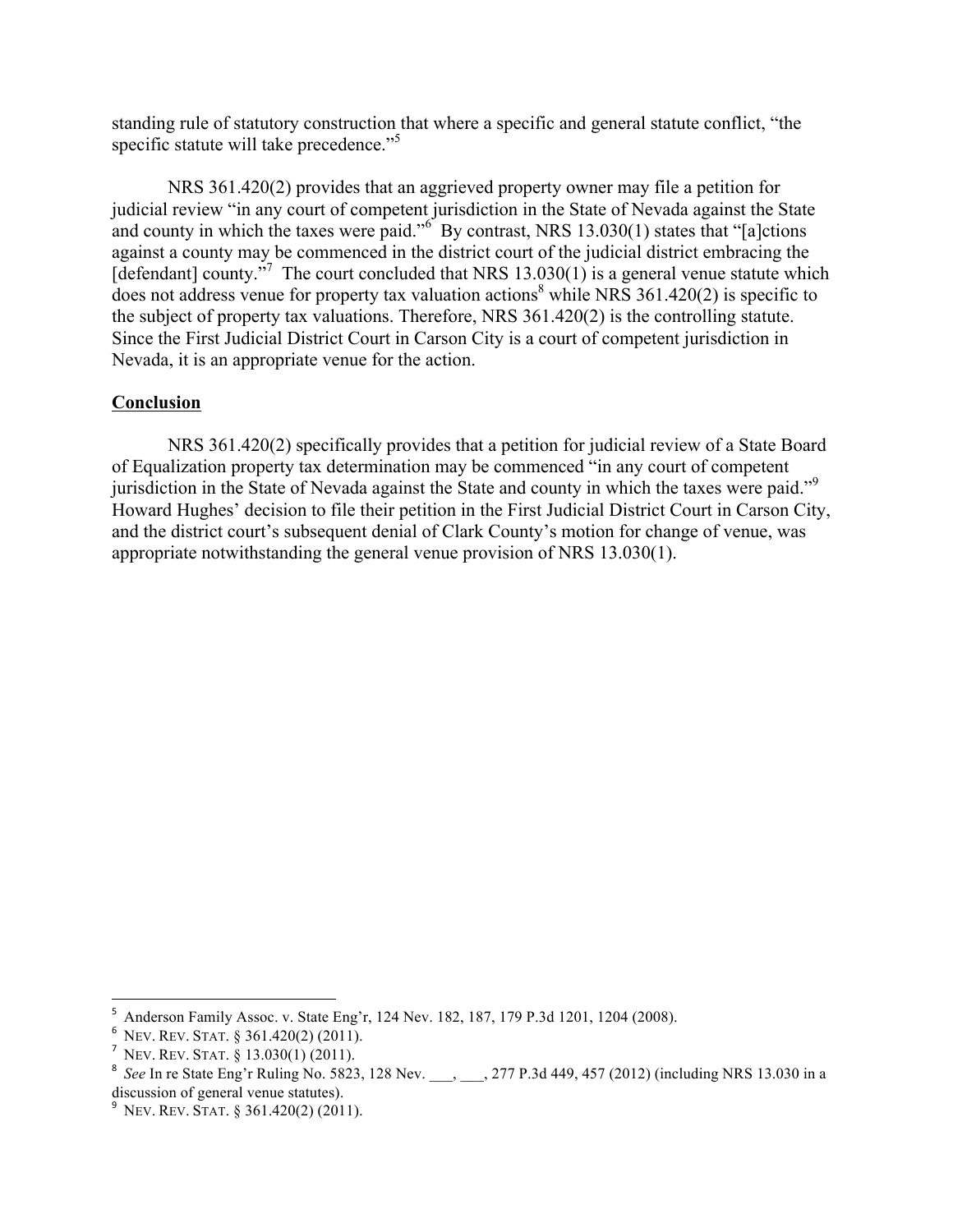standing rule of statutory construction that where a specific and general statute conflict, "the specific statute will take precedence."[5]

NRS 361.420(2) provides that an aggrieved property owner may file a petition for judicial review "in any court of competent jurisdiction in the State of Nevada against the State and county in which the taxes were paid."[6] By contrast, NRS 13.030(1) states that "[a]ctions against a county may be commenced in the district court of the judicial district embracing the [defendant] county."[7] The court concluded that NRS 13.030(1) is a general venue statute which does not address venue for property tax valuation actions[8] while NRS 361.420(2) is specific to the subject of property tax valuations. Therefore, NRS 361.420(2) is the controlling statute. Since the First Judicial District Court in Carson City is a court of competent jurisdiction in Nevada, it is an appropriate venue for the action.

**Conclusion**

NRS 361.420(2) specifically provides that a petition for judicial review of a State Board of Equalization property tax determination may be commenced "in any court of competent jurisdiction in the State of Nevada against the State and county in which the taxes were paid."[9] Howard Hughes' decision to file their petition in the First Judicial District Court in Carson City, and the district court's subsequent denial of Clark County's motion for change of venue, was appropriate notwithstanding the general venue provision of NRS 13.030(1).

---

[5] Anderson Family Assoc. v. State Eng'r, 124 Nev. 182, 187, 179 P.3d 1201, 1204 (2008).

[6] NEV. REV. STAT. § 361.420(2) (2011).

[7] NEV. REV. STAT. § 13.030(1) (2011).

[8] *See* In re State Eng'r Ruling No. 5823, 128 Nev. ___, ___, 277 P.3d 449, 457 (2012) (including NRS 13.030 in a discussion of general venue statutes).

[9] NEV. REV. STAT. § 361.420(2) (2011).